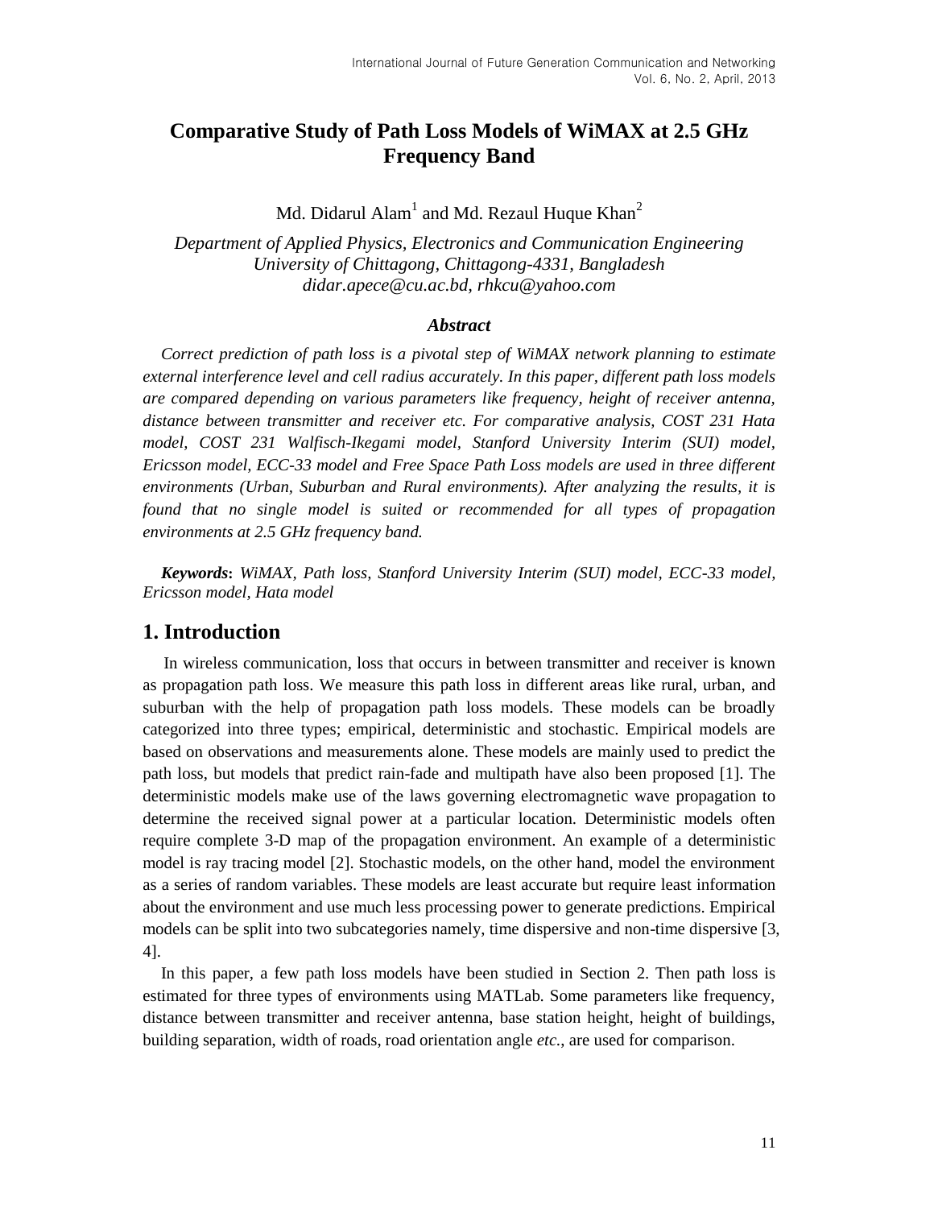# Comparative Study of Path Loss Models of WiMAX at 2.5 GHz Frequency Band

Md. Didarul Alam[1] and Md. Rezaul Huque Khan[2]

*Department of Applied Physics, Electronics and Communication Engineering*
*University of Chittagong, Chittagong-4331, Bangladesh*
*didar.apece@cu.ac.bd, rhkcu@yahoo.com*

### *Abstract*

*Correct prediction of path loss is a pivotal step of WiMAX network planning to estimate external interference level and cell radius accurately. In this paper, different path loss models are compared depending on various parameters like frequency, height of receiver antenna, distance between transmitter and receiver etc. For comparative analysis, COST 231 Hata model, COST 231 Walfisch-Ikegami model, Stanford University Interim (SUI) model, Ericsson model, ECC-33 model and Free Space Path Loss models are used in three different environments (Urban, Suburban and Rural environments). After analyzing the results, it is found that no single model is suited or recommended for all types of propagation environments at 2.5 GHz frequency band.*

***Keywords*: *WiMAX, Path loss, Stanford University Interim (SUI) model, ECC-33 model, Ericsson model, Hata model***

## 1. Introduction

In wireless communication, loss that occurs in between transmitter and receiver is known as propagation path loss. We measure this path loss in different areas like rural, urban, and suburban with the help of propagation path loss models. These models can be broadly categorized into three types; empirical, deterministic and stochastic. Empirical models are based on observations and measurements alone. These models are mainly used to predict the path loss, but models that predict rain-fade and multipath have also been proposed [1]. The deterministic models make use of the laws governing electromagnetic wave propagation to determine the received signal power at a particular location. Deterministic models often require complete 3-D map of the propagation environment. An example of a deterministic model is ray tracing model [2]. Stochastic models, on the other hand, model the environment as a series of random variables. These models are least accurate but require least information about the environment and use much less processing power to generate predictions. Empirical models can be split into two subcategories namely, time dispersive and non-time dispersive [3, 4].

In this paper, a few path loss models have been studied in Section 2. Then path loss is estimated for three types of environments using MATLab. Some parameters like frequency, distance between transmitter and receiver antenna, base station height, height of buildings, building separation, width of roads, road orientation angle *etc.*, are used for comparison.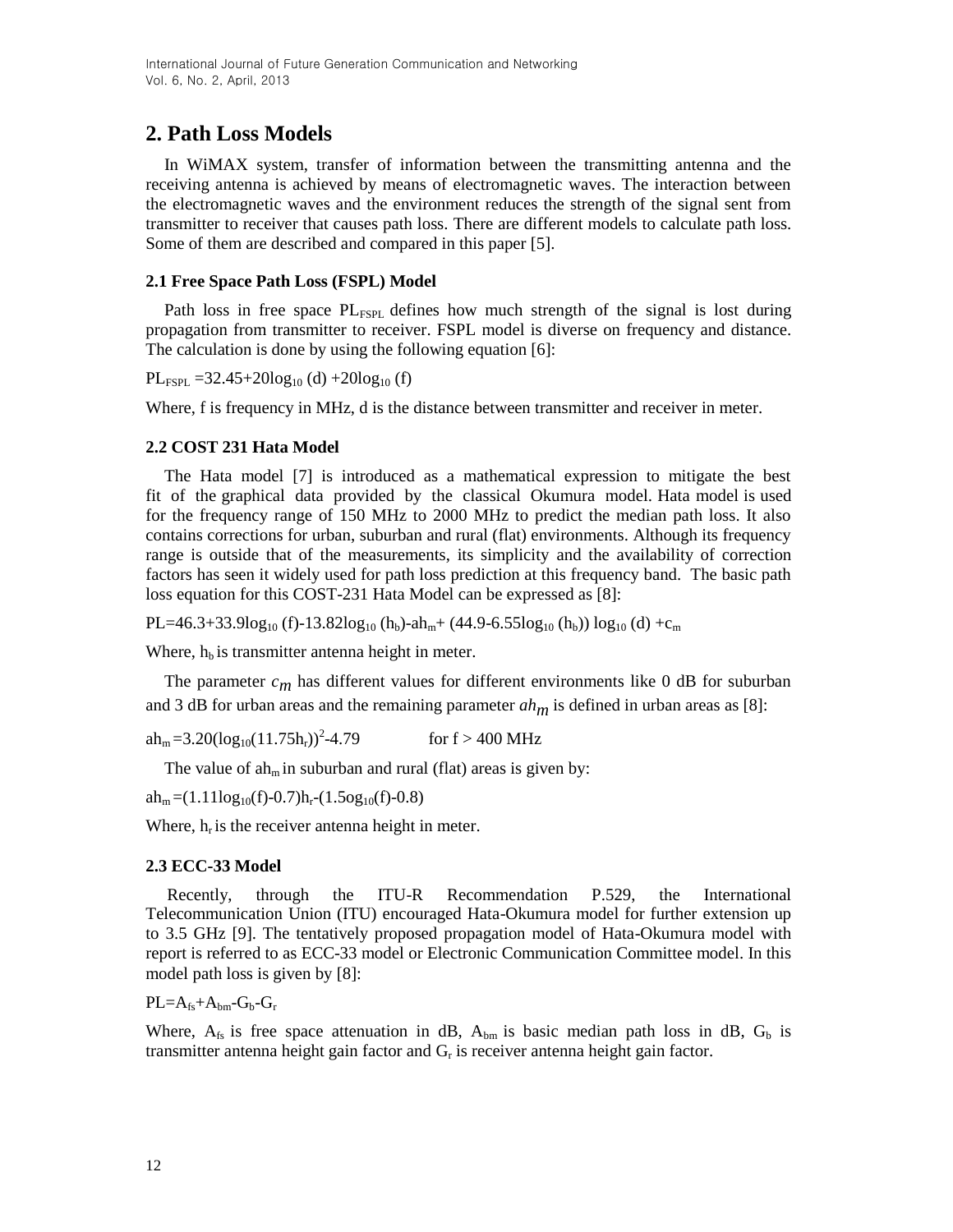## 2. Path Loss Models

In WiMAX system, transfer of information between the transmitting antenna and the receiving antenna is achieved by means of electromagnetic waves. The interaction between the electromagnetic waves and the environment reduces the strength of the signal sent from transmitter to receiver that causes path loss. There are different models to calculate path loss. Some of them are described and compared in this paper [5].

### 2.1 Free Space Path Loss (FSPL) Model

Path loss in free space $PL_{FSPL}$ defines how much strength of the signal is lost during propagation from transmitter to receiver. FSPL model is diverse on frequency and distance. The calculation is done by using the following equation [6]:

$$PL_{FSPL} = 32.45 + 20\log_{10}(d) + 20\log_{10}(f)$$

Where, f is frequency in MHz, d is the distance between transmitter and receiver in meter.

### 2.2 COST 231 Hata Model

The Hata model [7] is introduced as a mathematical expression to mitigate the best fit of the graphical data provided by the classical Okumura model. Hata model is used for the frequency range of 150 MHz to 2000 MHz to predict the median path loss. It also contains corrections for urban, suburban and rural (flat) environments. Although its frequency range is outside that of the measurements, its simplicity and the availability of correction factors has seen it widely used for path loss prediction at this frequency band. The basic path loss equation for this COST-231 Hata Model can be expressed as [8]:

$$PL = 46.3 + 33.9\log_{10}(f) - 13.82\log_{10}(h_b) - ah_m + (44.9 - 6.55\log_{10}(h_b))\log_{10}(d) + c_m$$

Where, $h_b$ is transmitter antenna height in meter.

The parameter $c_m$ has different values for different environments like 0 dB for suburban and 3 dB for urban areas and the remaining parameter $ah_m$ is defined in urban areas as [8]:

$$ah_m = 3.20(\log_{10}(11.75h_r))^2 - 4.79 \qquad \text{for } f > 400 \text{ MHz}$$

The value of $ah_m$ in suburban and rural (flat) areas is given by:

$$ah_m = (1.11\log_{10}(f) - 0.7)h_r - (1.5og_{10}(f) - 0.8)$$

Where, $h_r$ is the receiver antenna height in meter.

### 2.3 ECC-33 Model

Recently, through the ITU-R Recommendation P.529, the International Telecommunication Union (ITU) encouraged Hata-Okumura model for further extension up to 3.5 GHz [9]. The tentatively proposed propagation model of Hata-Okumura model with report is referred to as ECC-33 model or Electronic Communication Committee model. In this model path loss is given by [8]:

$$PL = A_{fs} + A_{bm} - G_b - G_r$$

Where, $A_{fs}$ is free space attenuation in dB, $A_{bm}$ is basic median path loss in dB, $G_b$ is transmitter antenna height gain factor and $G_r$ is receiver antenna height gain factor.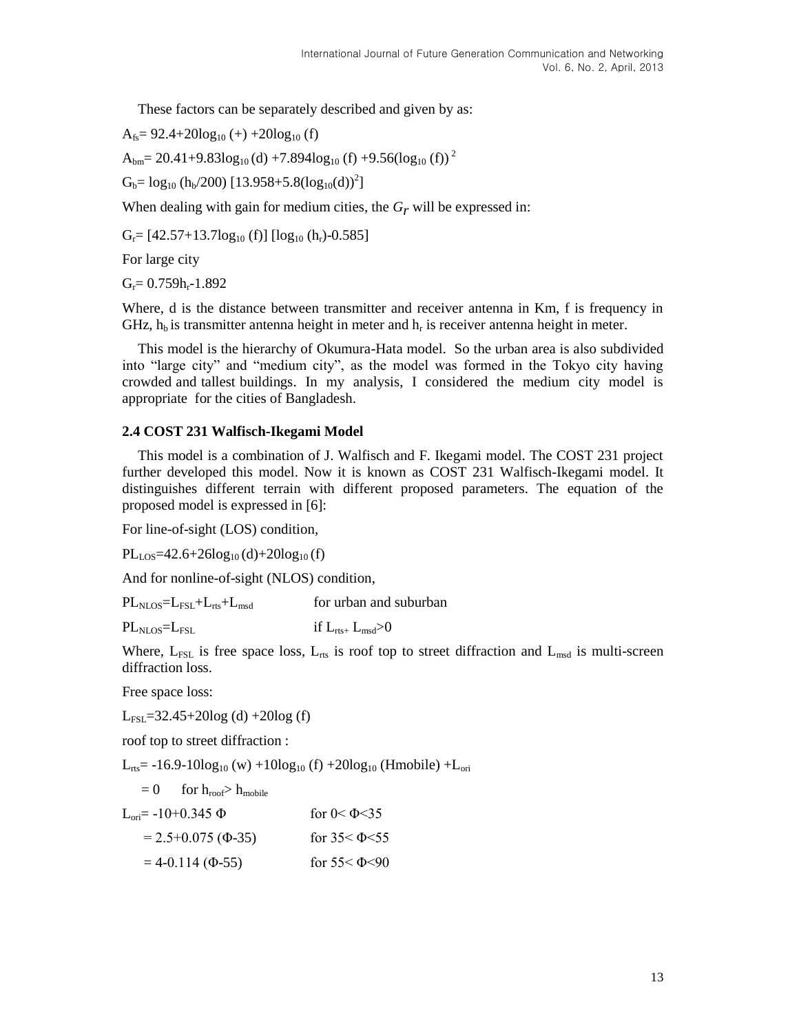These factors can be separately described and given by as:

$A_{fs}= 92.4+20\log_{10}(+) +20\log_{10}(f)$

$A_{bm}= 20.41+9.83\log_{10}(d) +7.894\log_{10}(f) +9.56(\log_{10}(f))^2$

$G_b= \log_{10}(h_b/200)\ [13.958+5.8(\log_{10}(d))^2]$

When dealing with gain for medium cities, the $G_r$ will be expressed in:

$G_r= [42.57+13.7\log_{10}(f)]\ [\log_{10}(h_r)-0.585]$

For large city

$G_r= 0.759h_r-1.892$

Where, d is the distance between transmitter and receiver antenna in Km, f is frequency in GHz, $h_b$ is transmitter antenna height in meter and $h_r$ is receiver antenna height in meter.

This model is the hierarchy of Okumura-Hata model. So the urban area is also subdivided into "large city" and "medium city", as the model was formed in the Tokyo city having crowded and tallest buildings. In my analysis, I considered the medium city model is appropriate for the cities of Bangladesh.

### 2.4 COST 231 Walfisch-Ikegami Model

This model is a combination of J. Walfisch and F. Ikegami model. The COST 231 project further developed this model. Now it is known as COST 231 Walfisch-Ikegami model. It distinguishes different terrain with different proposed parameters. The equation of the proposed model is expressed in [6]:

For line-of-sight (LOS) condition,

$PL_{LOS}=42.6+26\log_{10}(d)+20\log_{10}(f)$

And for nonline-of-sight (NLOS) condition,

$PL_{NLOS}=L_{FSL}+L_{rts}+L_{msd}$ for urban and suburban

$PL_{NLOS}=L_{FSL}$ if $L_{rts+}\ L_{msd}>0$

Where, $L_{FSL}$ is free space loss, $L_{rts}$ is roof top to street diffraction and $L_{msd}$ is multi-screen diffraction loss.

Free space loss:

$L_{FSL}=32.45+20\log(d) +20\log(f)$

roof top to street diffraction :

$L_{rts}= -16.9-10\log_{10}(w) +10\log_{10}(f) +20\log_{10}(Hmobile) +L_{ori}$

$= 0$ for $h_{roof}> h_{mobile}$

$L_{ori}= -10+0.345\ \Phi$ for $0< \Phi<35$

$= 2.5+0.075\ (\Phi-35)$ for $35< \Phi<55$

$= 4-0.114\ (\Phi-55)$ for $55< \Phi<90$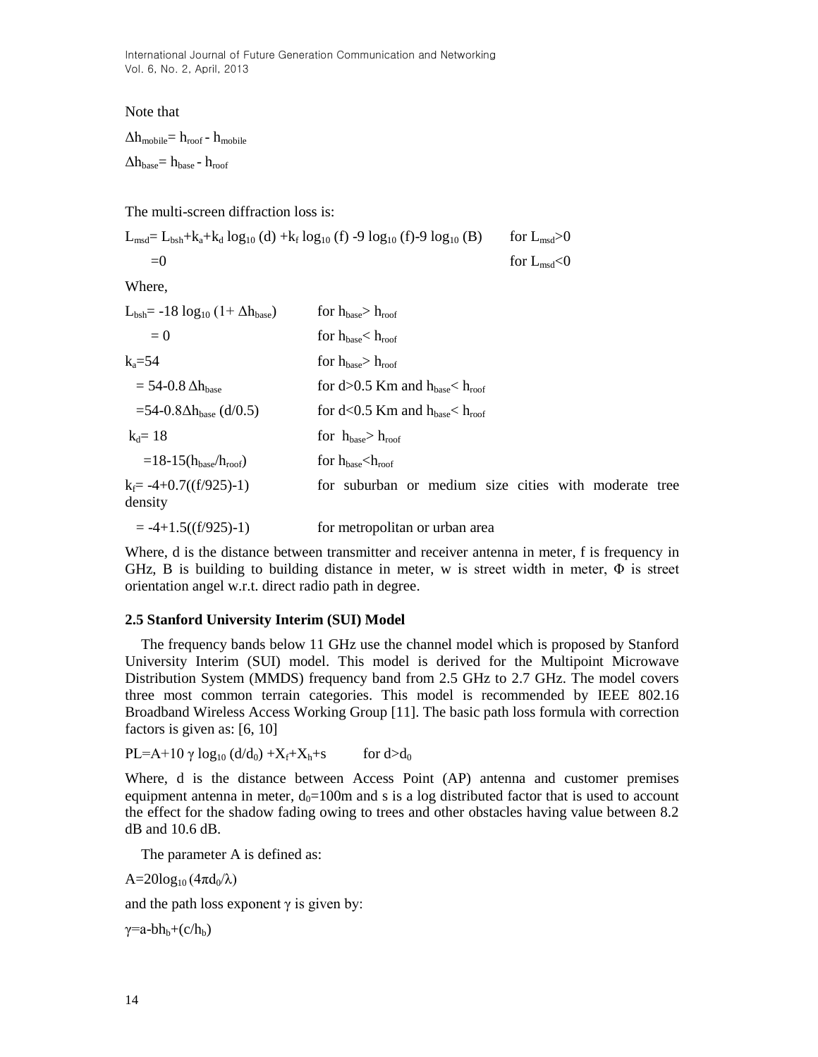Note that

$\Delta h_{mobile} = h_{roof} - h_{mobile}$

$\Delta h_{base} = h_{base} - h_{roof}$

The multi-screen diffraction loss is:

$L_{msd} = L_{bsh} + k_a + k_d \log_{10}(d) + k_f \log_{10}(f) - 9 \log_{10}(f) - 9 \log_{10}(B)$ for $L_{msd} > 0$

$= 0$ for $L_{msd} < 0$

Where,

$L_{bsh} = -18 \log_{10}(1 + \Delta h_{base})$ for $h_{base} > h_{roof}$

$= 0$ for $h_{base} < h_{roof}$

$k_a = 54$ for $h_{base} > h_{roof}$

$= 54 - 0.8\,\Delta h_{base}$ for $d > 0.5$ Km and $h_{base} < h_{roof}$

$= 54 - 0.8\Delta h_{base}\,(d/0.5)$ for $d < 0.5$ Km and $h_{base} < h_{roof}$

$k_d = 18$ for $h_{base} > h_{roof}$

$= 18 - 15(h_{base}/h_{roof})$ for $h_{base} < h_{roof}$

$k_f = -4 + 0.7((f/925) - 1)$ for suburban or medium size cities with moderate tree density

$= -4 + 1.5((f/925) - 1)$ for metropolitan or urban area

Where, d is the distance between transmitter and receiver antenna in meter, f is frequency in GHz, B is building to building distance in meter, w is street width in meter, $\Phi$ is street orientation angel w.r.t. direct radio path in degree.

### 2.5 Stanford University Interim (SUI) Model

The frequency bands below 11 GHz use the channel model which is proposed by Stanford University Interim (SUI) model. This model is derived for the Multipoint Microwave Distribution System (MMDS) frequency band from 2.5 GHz to 2.7 GHz. The model covers three most common terrain categories. This model is recommended by IEEE 802.16 Broadband Wireless Access Working Group [11]. The basic path loss formula with correction factors is given as: [6, 10]

$PL = A + 10\,\gamma \log_{10}(d/d_0) + X_f + X_h + s$ for $d > d_0$

Where, d is the distance between Access Point (AP) antenna and customer premises equipment antenna in meter, $d_0 = 100$m and s is a log distributed factor that is used to account the effect for the shadow fading owing to trees and other obstacles having value between 8.2 dB and 10.6 dB.

The parameter A is defined as:

$A = 20\log_{10}(4\pi d_0/\lambda)$

and the path loss exponent $\gamma$ is given by:

$\gamma = a - bh_b + (c/h_b)$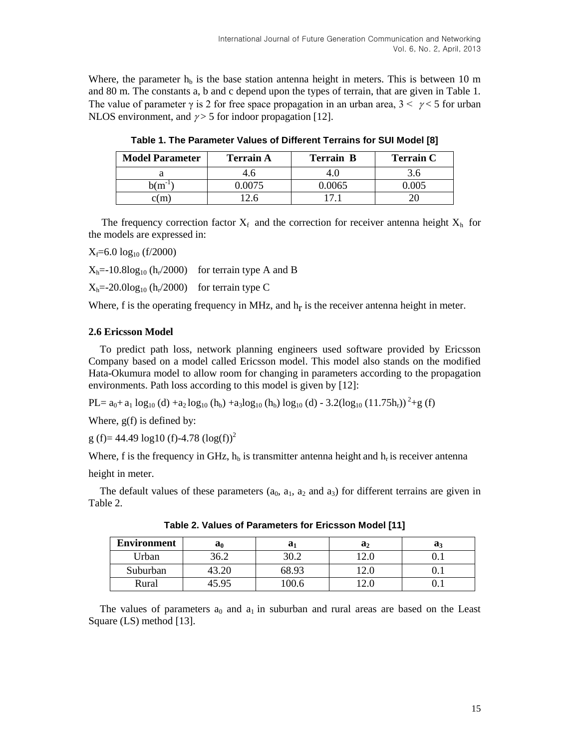Where, the parameter $h_b$ is the base station antenna height in meters. This is between 10 m and 80 m. The constants a, b and c depend upon the types of terrain, that are given in Table 1. The value of parameter $\gamma$ is 2 for free space propagation in an urban area, $3 < \gamma < 5$ for urban NLOS environment, and $\gamma > 5$ for indoor propagation [12].

**Table 1. The Parameter Values of Different Terrains for SUI Model [8]**

| Model Parameter | Terrain A | Terrain B | Terrain C |
|---|---|---|---|
| a | 4.6 | 4.0 | 3.6 |
| b($m^{-1}$) | 0.0075 | 0.0065 | 0.005 |
| c(m) | 12.6 | 17.1 | 20 |

The frequency correction factor $X_f$ and the correction for receiver antenna height $X_h$ for the models are expressed in:

$X_f = 6.0 \log_{10}(f/2000)$

$X_h = -10.8 \log_{10}(h_r/2000)$ for terrain type A and B

$X_h = -20.0 \log_{10}(h_r/2000)$ for terrain type C

Where, f is the operating frequency in MHz, and $h_r$ is the receiver antenna height in meter.

### 2.6 Ericsson Model

To predict path loss, network planning engineers used software provided by Ericsson Company based on a model called Ericsson model. This model also stands on the modified Hata-Okumura model to allow room for changing in parameters according to the propagation environments. Path loss according to this model is given by [12]:

$$PL = a_0 + a_1 \log_{10}(d) + a_2 \log_{10}(h_b) + a_3 \log_{10}(h_b) \log_{10}(d) - 3.2(\log_{10}(11.75 h_r))^2 + g(f)$$

Where, g(f) is defined by:

$$g(f) = 44.49 \log10(f) - 4.78 (\log(f))^2$$

Where, f is the frequency in GHz, $h_b$ is transmitter antenna height and $h_r$ is receiver antenna height in meter.

The default values of these parameters ($a_0$, $a_1$, $a_2$ and $a_3$) for different terrains are given in Table 2.

**Table 2. Values of Parameters for Ericsson Model [11]**

| Environment | $a_0$ | $a_1$ | $a_2$ | $a_3$ |
|---|---|---|---|---|
| Urban | 36.2 | 30.2 | 12.0 | 0.1 |
| Suburban | 43.20 | 68.93 | 12.0 | 0.1 |
| Rural | 45.95 | 100.6 | 12.0 | 0.1 |

The values of parameters $a_0$ and $a_1$ in suburban and rural areas are based on the Least Square (LS) method [13].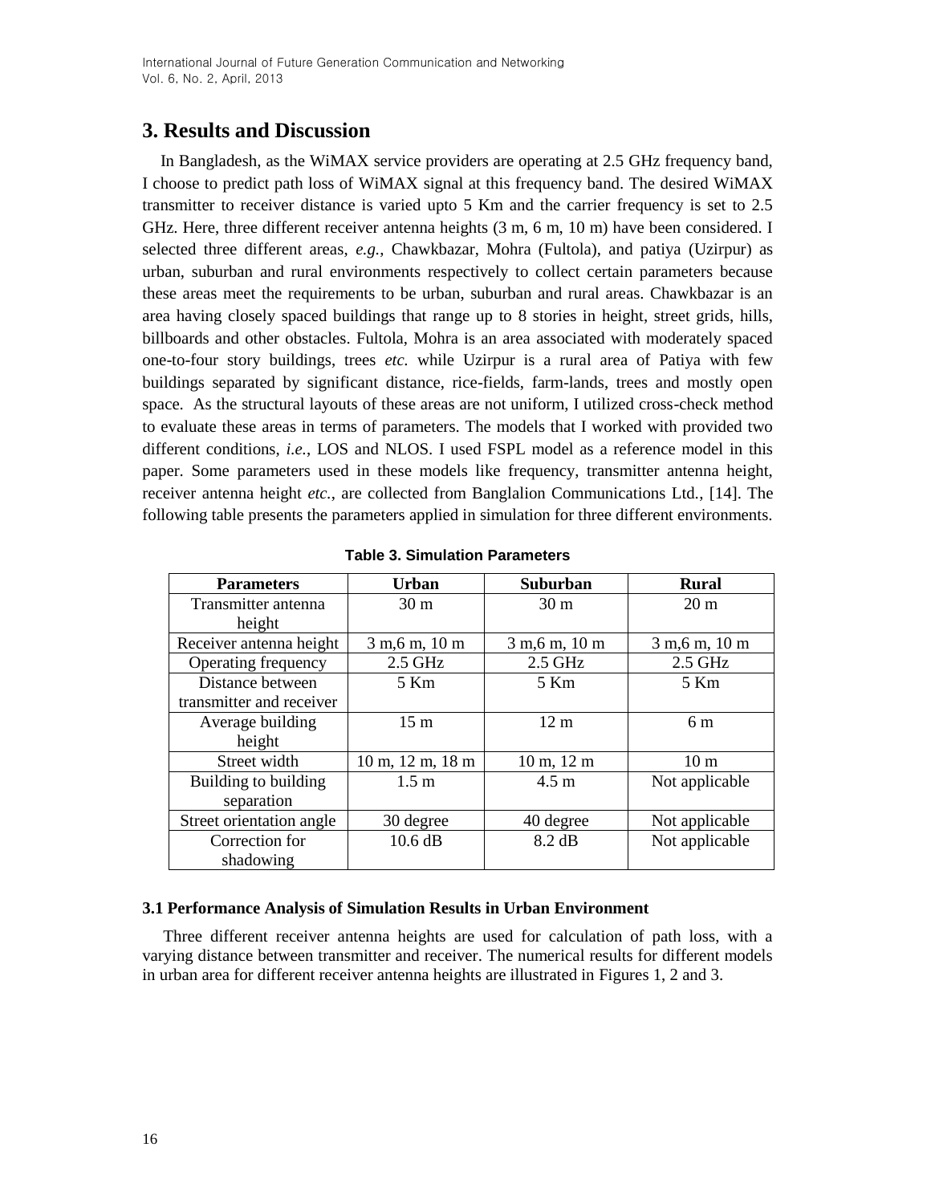## 3. Results and Discussion

In Bangladesh, as the WiMAX service providers are operating at 2.5 GHz frequency band, I choose to predict path loss of WiMAX signal at this frequency band. The desired WiMAX transmitter to receiver distance is varied upto 5 Km and the carrier frequency is set to 2.5 GHz. Here, three different receiver antenna heights (3 m, 6 m, 10 m) have been considered. I selected three different areas, *e.g.*, Chawkbazar, Mohra (Fultola), and patiya (Uzirpur) as urban, suburban and rural environments respectively to collect certain parameters because these areas meet the requirements to be urban, suburban and rural areas. Chawkbazar is an area having closely spaced buildings that range up to 8 stories in height, street grids, hills, billboards and other obstacles. Fultola, Mohra is an area associated with moderately spaced one-to-four story buildings, trees *etc.* while Uzirpur is a rural area of Patiya with few buildings separated by significant distance, rice-fields, farm-lands, trees and mostly open space. As the structural layouts of these areas are not uniform, I utilized cross-check method to evaluate these areas in terms of parameters. The models that I worked with provided two different conditions, *i.e.*, LOS and NLOS. I used FSPL model as a reference model in this paper. Some parameters used in these models like frequency, transmitter antenna height, receiver antenna height *etc.*, are collected from Banglalion Communications Ltd., [14]. The following table presents the parameters applied in simulation for three different environments.

**Table 3. Simulation Parameters**

| Parameters | Urban | Suburban | Rural |
| --- | --- | --- | --- |
| Transmitter antenna height | 30 m | 30 m | 20 m |
| Receiver antenna height | 3 m,6 m, 10 m | 3 m,6 m, 10 m | 3 m,6 m, 10 m |
| Operating frequency | 2.5 GHz | 2.5 GHz | 2.5 GHz |
| Distance between transmitter and receiver | 5 Km | 5 Km | 5 Km |
| Average building height | 15 m | 12 m | 6 m |
| Street width | 10 m, 12 m, 18 m | 10 m, 12 m | 10 m |
| Building to building separation | 1.5 m | 4.5 m | Not applicable |
| Street orientation angle | 30 degree | 40 degree | Not applicable |
| Correction for shadowing | 10.6 dB | 8.2 dB | Not applicable |

### 3.1 Performance Analysis of Simulation Results in Urban Environment

Three different receiver antenna heights are used for calculation of path loss, with a varying distance between transmitter and receiver. The numerical results for different models in urban area for different receiver antenna heights are illustrated in Figures 1, 2 and 3.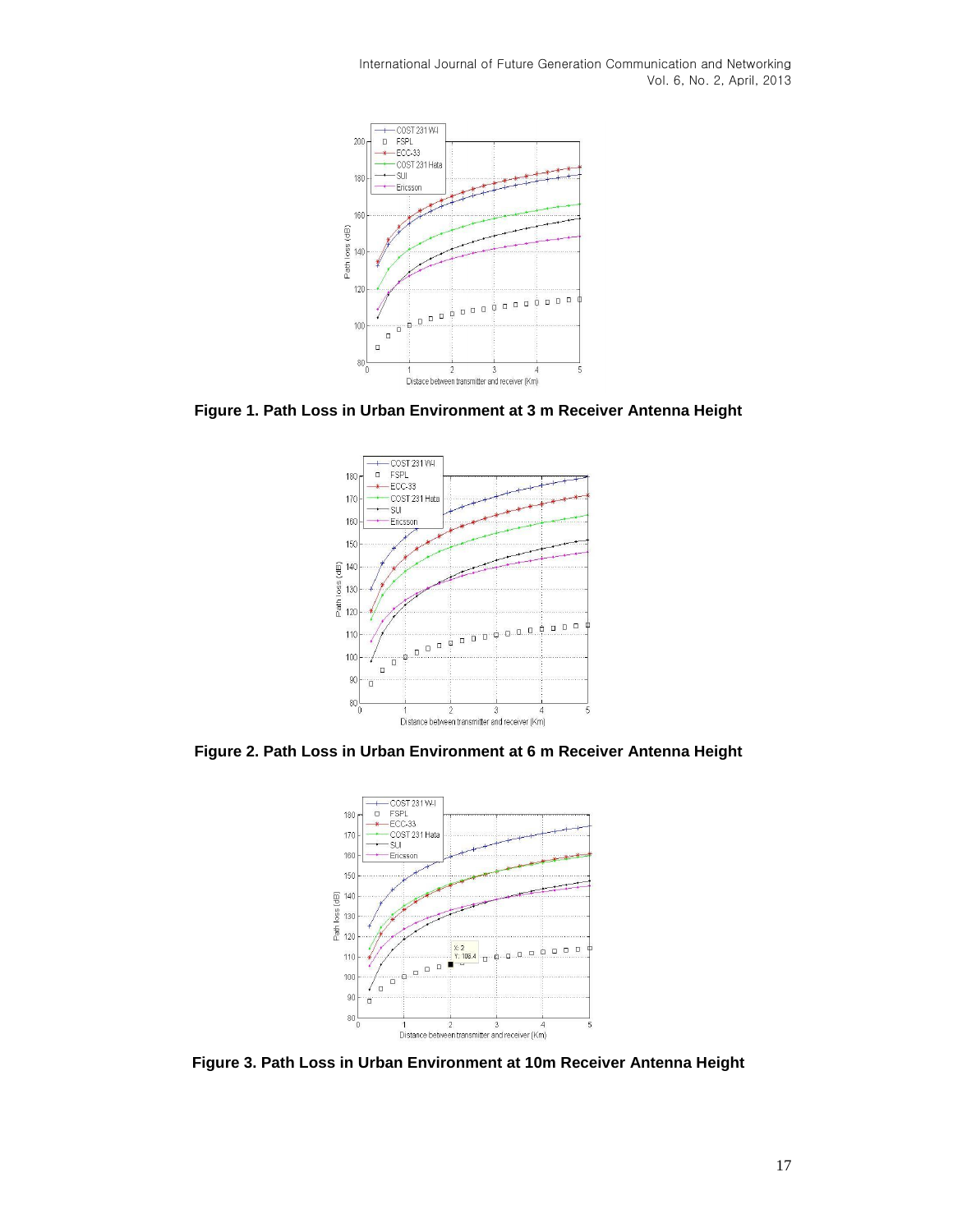**Figure 1. Path Loss in Urban Environment at 3 m Receiver Antenna Height**

**Figure 2. Path Loss in Urban Environment at 6 m Receiver Antenna Height**

**Figure 3. Path Loss in Urban Environment at 10m Receiver Antenna Height**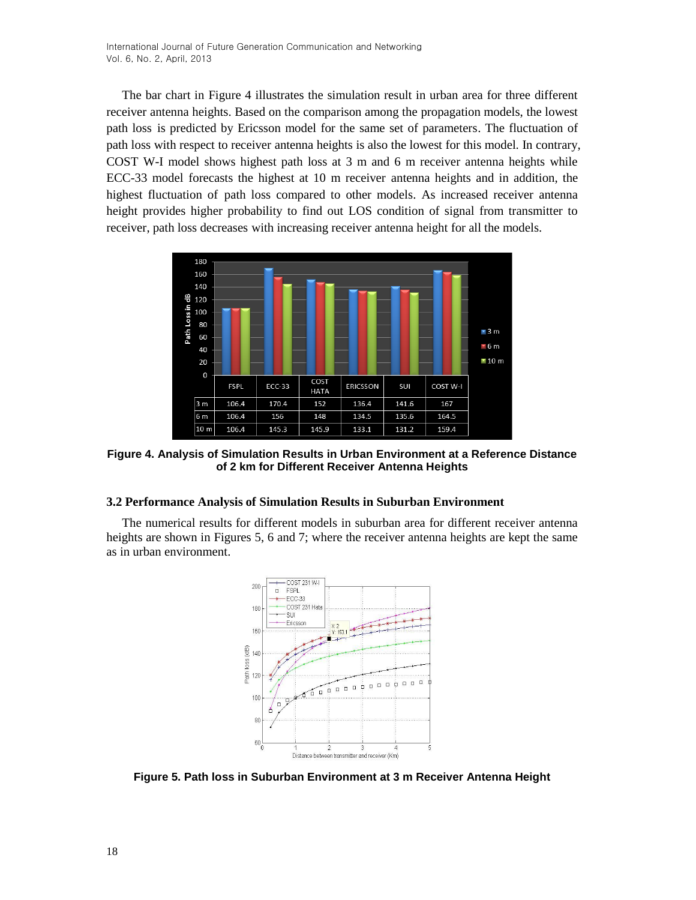The bar chart in Figure 4 illustrates the simulation result in urban area for three different receiver antenna heights. Based on the comparison among the propagation models, the lowest path loss is predicted by Ericsson model for the same set of parameters. The fluctuation of path loss with respect to receiver antenna heights is also the lowest for this model. In contrary, COST W-I model shows highest path loss at 3 m and 6 m receiver antenna heights while ECC-33 model forecasts the highest at 10 m receiver antenna heights and in addition, the highest fluctuation of path loss compared to other models. As increased receiver antenna height provides higher probability to find out LOS condition of signal from transmitter to receiver, path loss decreases with increasing receiver antenna height for all the models.

| | FSPL | ECC-33 | COST HATA | ERICSSON | SUI | COST W-I |
|---|---|---|---|---|---|---|
| 3 m | 106.4 | 170.4 | 152 | 136.4 | 141.6 | 167 |
| 6 m | 106.4 | 156 | 148 | 134.5 | 135.6 | 164.5 |
| 10 m | 106.4 | 145.3 | 145.9 | 133.1 | 131.2 | 159.4 |

**Figure 4. Analysis of Simulation Results in Urban Environment at a Reference Distance of 2 km for Different Receiver Antenna Heights**

### 3.2 Performance Analysis of Simulation Results in Suburban Environment

The numerical results for different models in suburban area for different receiver antenna heights are shown in Figures 5, 6 and 7; where the receiver antenna heights are kept the same as in urban environment.

**Figure 5. Path loss in Suburban Environment at 3 m Receiver Antenna Height**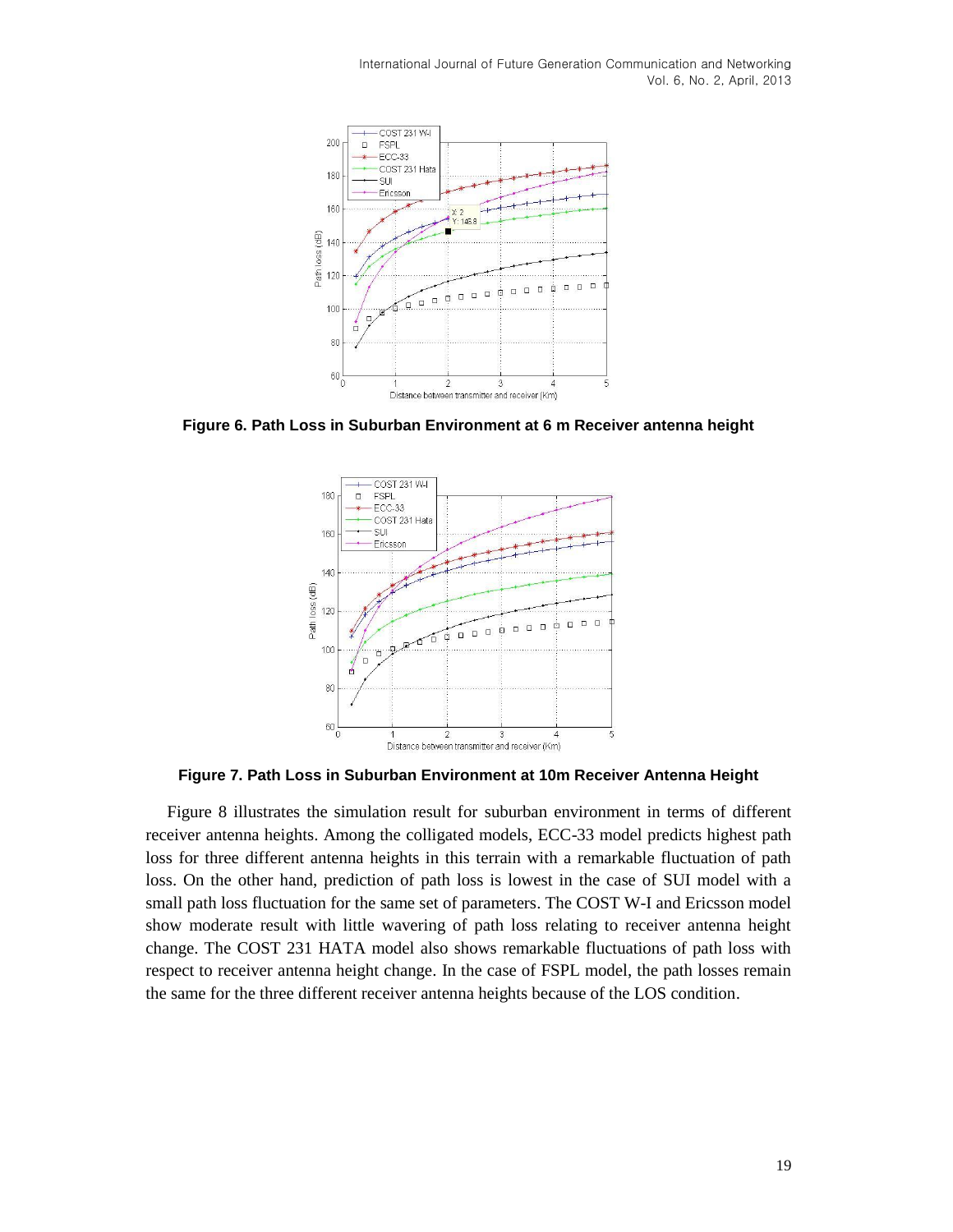**Figure 6. Path Loss in Suburban Environment at 6 m Receiver antenna height**

**Figure 7. Path Loss in Suburban Environment at 10m Receiver Antenna Height**

Figure 8 illustrates the simulation result for suburban environment in terms of different receiver antenna heights. Among the colligated models, ECC-33 model predicts highest path loss for three different antenna heights in this terrain with a remarkable fluctuation of path loss. On the other hand, prediction of path loss is lowest in the case of SUI model with a small path loss fluctuation for the same set of parameters. The COST W-I and Ericsson model show moderate result with little wavering of path loss relating to receiver antenna height change. The COST 231 HATA model also shows remarkable fluctuations of path loss with respect to receiver antenna height change. In the case of FSPL model, the path losses remain the same for the three different receiver antenna heights because of the LOS condition.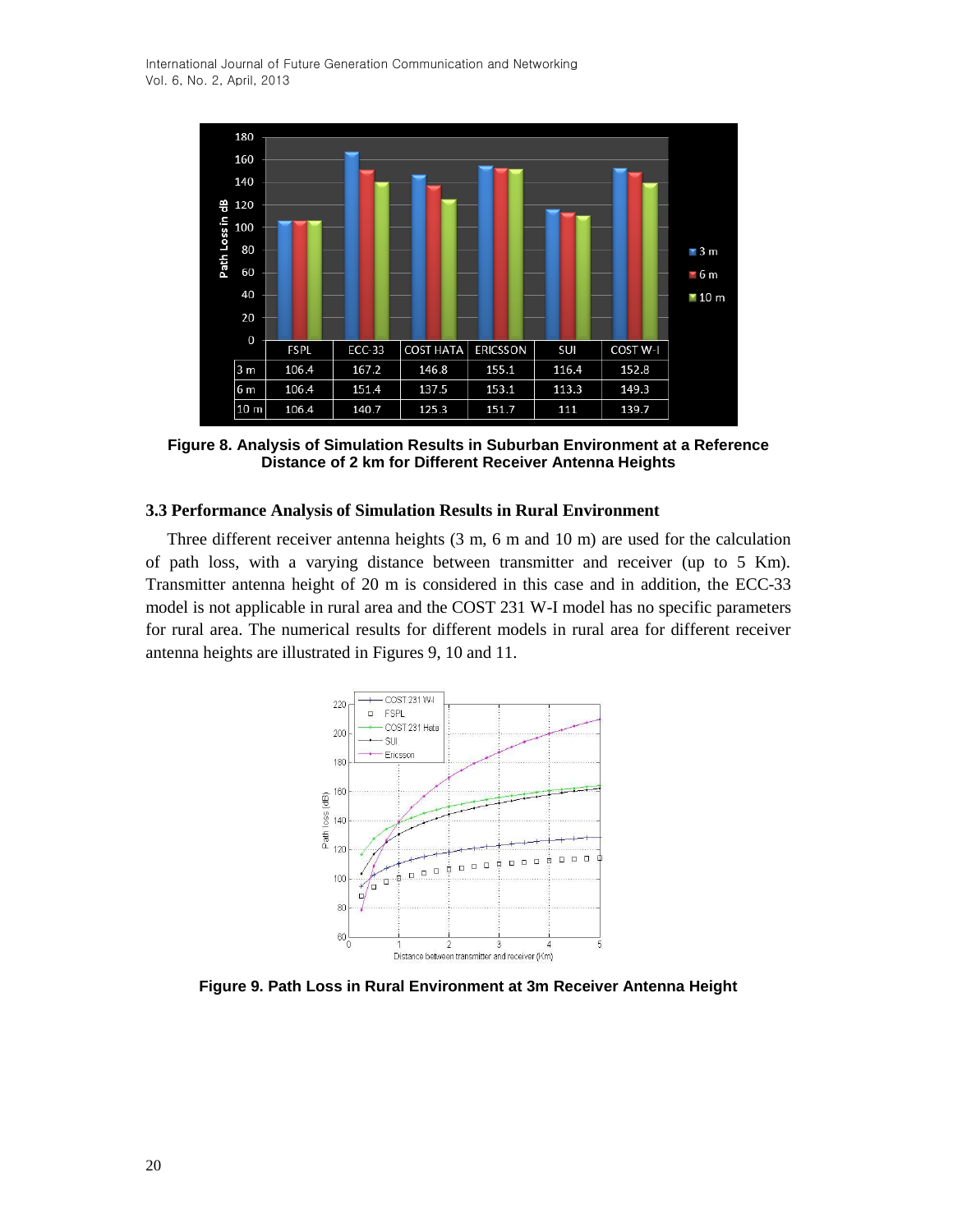| | FSPL | ECC-33 | COST HATA | ERICSSON | SUI | COST W-I |
|---|---|---|---|---|---|---|
| 3 m | 106.4 | 167.2 | 146.8 | 155.1 | 116.4 | 152.8 |
| 6 m | 106.4 | 151.4 | 137.5 | 153.1 | 113.3 | 149.3 |
| 10 m | 106.4 | 140.7 | 125.3 | 151.7 | 111 | 139.7 |

**Figure 8. Analysis of Simulation Results in Suburban Environment at a Reference Distance of 2 km for Different Receiver Antenna Heights**

### 3.3 Performance Analysis of Simulation Results in Rural Environment

Three different receiver antenna heights (3 m, 6 m and 10 m) are used for the calculation of path loss, with a varying distance between transmitter and receiver (up to 5 Km). Transmitter antenna height of 20 m is considered in this case and in addition, the ECC-33 model is not applicable in rural area and the COST 231 W-I model has no specific parameters for rural area. The numerical results for different models in rural area for different receiver antenna heights are illustrated in Figures 9, 10 and 11.

**Figure 9. Path Loss in Rural Environment at 3m Receiver Antenna Height**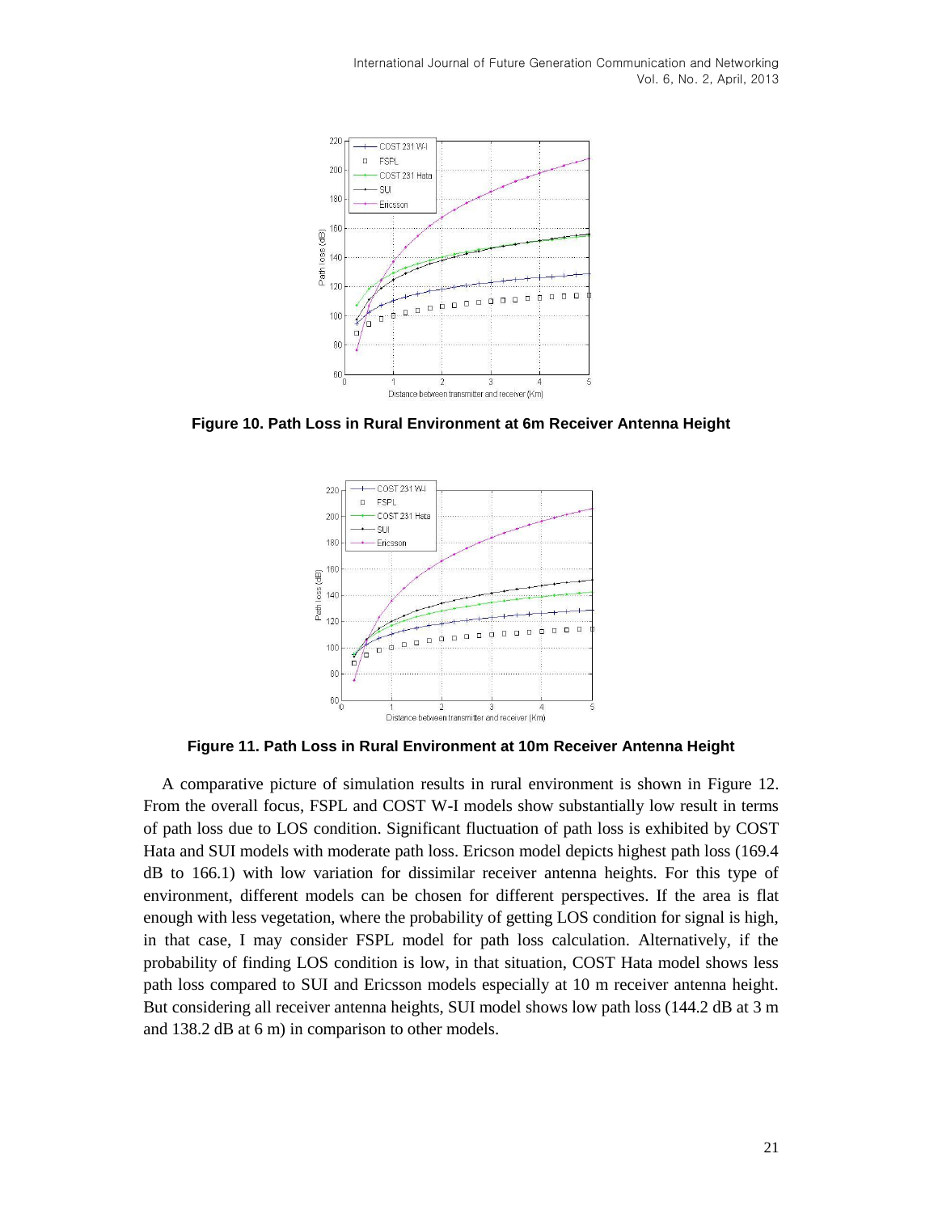**Figure 10. Path Loss in Rural Environment at 6m Receiver Antenna Height**

**Figure 11. Path Loss in Rural Environment at 10m Receiver Antenna Height**

A comparative picture of simulation results in rural environment is shown in Figure 12. From the overall focus, FSPL and COST W-I models show substantially low result in terms of path loss due to LOS condition. Significant fluctuation of path loss is exhibited by COST Hata and SUI models with moderate path loss. Ericson model depicts highest path loss (169.4 dB to 166.1) with low variation for dissimilar receiver antenna heights. For this type of environment, different models can be chosen for different perspectives. If the area is flat enough with less vegetation, where the probability of getting LOS condition for signal is high, in that case, I may consider FSPL model for path loss calculation. Alternatively, if the probability of finding LOS condition is low, in that situation, COST Hata model shows less path loss compared to SUI and Ericsson models especially at 10 m receiver antenna height. But considering all receiver antenna heights, SUI model shows low path loss (144.2 dB at 3 m and 138.2 dB at 6 m) in comparison to other models.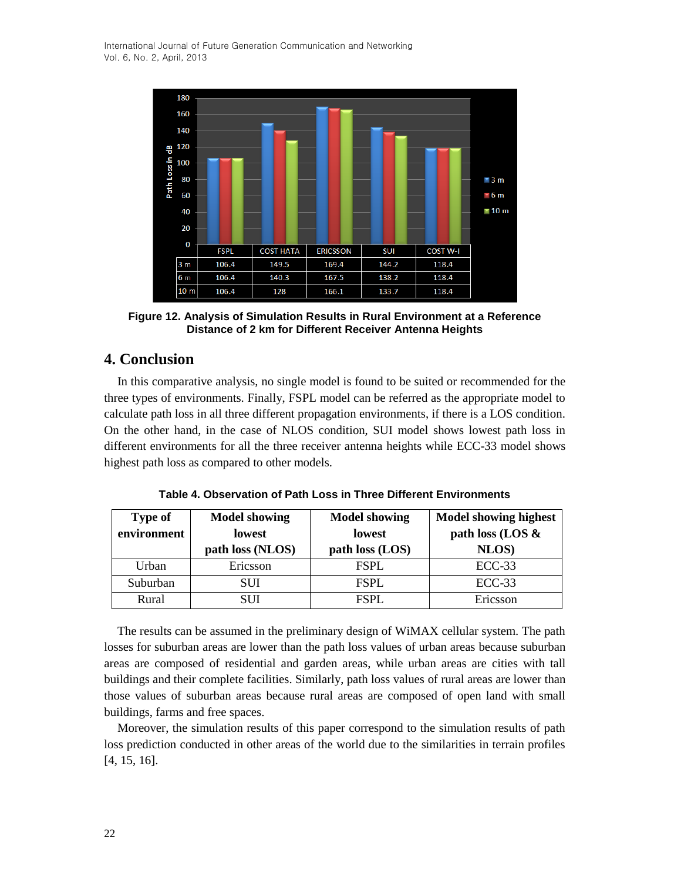| | FSPL | COST HATA | ERICSSON | SUI | COST W-I |
|---|---|---|---|---|---|
| 3 m | 106.4 | 149.5 | 169.4 | 144.2 | 118.4 |
| 6 m | 106.4 | 140.3 | 167.5 | 138.2 | 118.4 |
| 10 m | 106.4 | 128 | 166.1 | 133.7 | 118.4 |

**Figure 12. Analysis of Simulation Results in Rural Environment at a Reference Distance of 2 km for Different Receiver Antenna Heights**

## 4. Conclusion

In this comparative analysis, no single model is found to be suited or recommended for the three types of environments. Finally, FSPL model can be referred as the appropriate model to calculate path loss in all three different propagation environments, if there is a LOS condition. On the other hand, in the case of NLOS condition, SUI model shows lowest path loss in different environments for all the three receiver antenna heights while ECC-33 model shows highest path loss as compared to other models.

**Table 4. Observation of Path Loss in Three Different Environments**

| Type of environment | Model showing lowest path loss (NLOS) | Model showing lowest path loss (LOS) | Model showing highest path loss (LOS & NLOS) |
|---|---|---|---|
| Urban | Ericsson | FSPL | ECC-33 |
| Suburban | SUI | FSPL | ECC-33 |
| Rural | SUI | FSPL | Ericsson |

The results can be assumed in the preliminary design of WiMAX cellular system. The path losses for suburban areas are lower than the path loss values of urban areas because suburban areas are composed of residential and garden areas, while urban areas are cities with tall buildings and their complete facilities. Similarly, path loss values of rural areas are lower than those values of suburban areas because rural areas are composed of open land with small buildings, farms and free spaces.

Moreover, the simulation results of this paper correspond to the simulation results of path loss prediction conducted in other areas of the world due to the similarities in terrain profiles [4, 15, 16].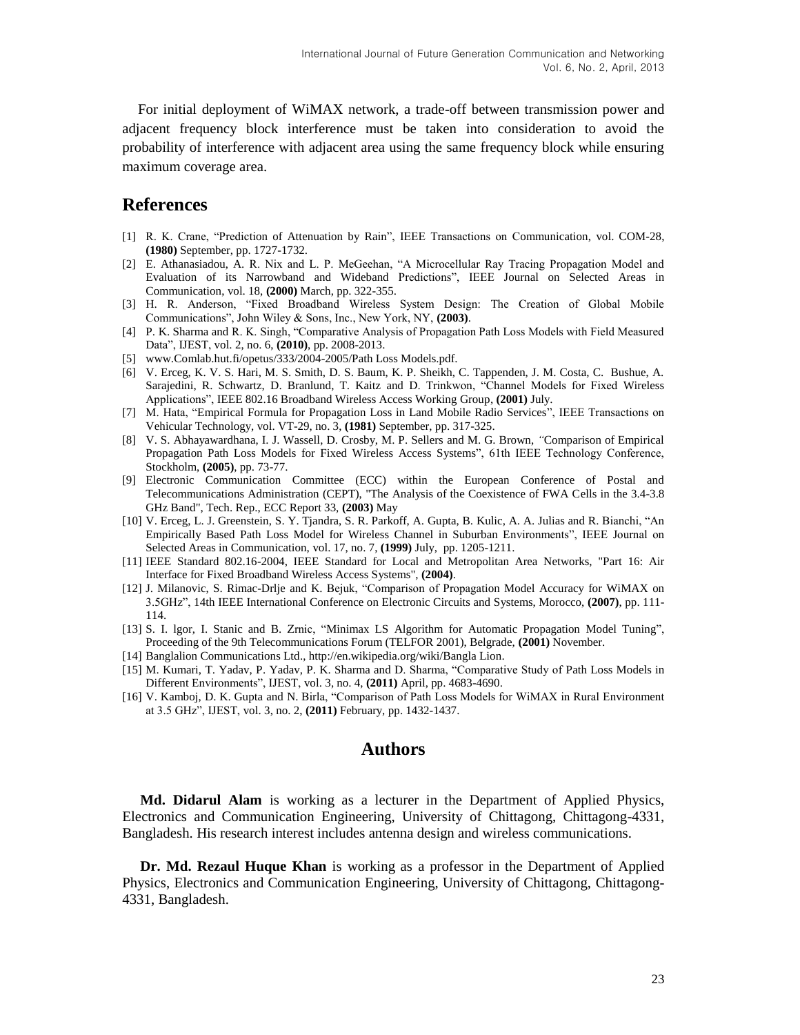For initial deployment of WiMAX network, a trade-off between transmission power and adjacent frequency block interference must be taken into consideration to avoid the probability of interference with adjacent area using the same frequency block while ensuring maximum coverage area.

## References

[1] R. K. Crane, "Prediction of Attenuation by Rain", IEEE Transactions on Communication, vol. COM-28, **(1980)** September, pp. 1727-1732.

[2] E. Athanasiadou, A. R. Nix and L. P. McGeehan, "A Microcellular Ray Tracing Propagation Model and Evaluation of its Narrowband and Wideband Predictions", IEEE Journal on Selected Areas in Communication, vol. 18, **(2000)** March, pp. 322-355.

[3] H. R. Anderson, "Fixed Broadband Wireless System Design: The Creation of Global Mobile Communications", John Wiley & Sons, Inc., New York, NY, **(2003)**.

[4] P. K. Sharma and R. K. Singh, "Comparative Analysis of Propagation Path Loss Models with Field Measured Data", IJEST, vol. 2, no. 6, **(2010)**, pp. 2008-2013.

[5] www.Comlab.hut.fi/opetus/333/2004-2005/Path Loss Models.pdf.

[6] V. Erceg, K. V. S. Hari, M. S. Smith, D. S. Baum, K. P. Sheikh, C. Tappenden, J. M. Costa, C. Bushue, A. Sarajedini, R. Schwartz, D. Branlund, T. Kaitz and D. Trinkwon, "Channel Models for Fixed Wireless Applications", IEEE 802.16 Broadband Wireless Access Working Group, **(2001)** July.

[7] M. Hata, "Empirical Formula for Propagation Loss in Land Mobile Radio Services", IEEE Transactions on Vehicular Technology, vol. VT-29, no. 3, **(1981)** September, pp. 317-325.

[8] V. S. Abhayawardhana, I. J. Wassell, D. Crosby, M. P. Sellers and M. G. Brown, "Comparison of Empirical Propagation Path Loss Models for Fixed Wireless Access Systems", 61th IEEE Technology Conference, Stockholm, **(2005)**, pp. 73-77.

[9] Electronic Communication Committee (ECC) within the European Conference of Postal and Telecommunications Administration (CEPT), "The Analysis of the Coexistence of FWA Cells in the 3.4-3.8 GHz Band", Tech. Rep., ECC Report 33, **(2003)** May

[10] V. Erceg, L. J. Greenstein, S. Y. Tjandra, S. R. Parkoff, A. Gupta, B. Kulic, A. A. Julias and R. Bianchi, "An Empirically Based Path Loss Model for Wireless Channel in Suburban Environments", IEEE Journal on Selected Areas in Communication, vol. 17, no. 7, **(1999)** July, pp. 1205-1211.

[11] IEEE Standard 802.16-2004, IEEE Standard for Local and Metropolitan Area Networks, "Part 16: Air Interface for Fixed Broadband Wireless Access Systems", **(2004)**.

[12] J. Milanovic, S. Rimac-Drlje and K. Bejuk, "Comparison of Propagation Model Accuracy for WiMAX on 3.5GHz", 14th IEEE International Conference on Electronic Circuits and Systems, Morocco, **(2007)**, pp. 111-114.

[13] S. I. lgor, I. Stanic and B. Zrnic, "Minimax LS Algorithm for Automatic Propagation Model Tuning", Proceeding of the 9th Telecommunications Forum (TELFOR 2001), Belgrade, **(2001)** November.

[14] Banglalion Communications Ltd., http://en.wikipedia.org/wiki/Bangla Lion.

[15] M. Kumari, T. Yadav, P. Yadav, P. K. Sharma and D. Sharma, "Comparative Study of Path Loss Models in Different Environments", IJEST, vol. 3, no. 4, **(2011)** April, pp. 4683-4690.

[16] V. Kamboj, D. K. Gupta and N. Birla, "Comparison of Path Loss Models for WiMAX in Rural Environment at 3.5 GHz", IJEST, vol. 3, no. 2, **(2011)** February, pp. 1432-1437.

## Authors

**Md. Didarul Alam** is working as a lecturer in the Department of Applied Physics, Electronics and Communication Engineering, University of Chittagong, Chittagong-4331, Bangladesh. His research interest includes antenna design and wireless communications.

**Dr. Md. Rezaul Huque Khan** is working as a professor in the Department of Applied Physics, Electronics and Communication Engineering, University of Chittagong, Chittagong-4331, Bangladesh.